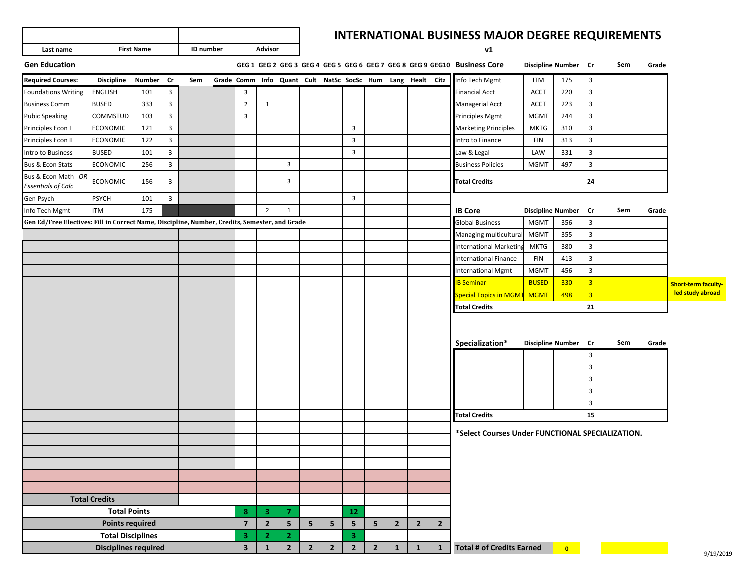| Last name | First Name | ID number | Advisor |
|---|---|---|---|
| | | | |

# INTERNATIONAL BUSINESS MAJOR DEGREE REQUIREMENTS

v1

## Gen Education

| Required Courses: | Discipline | Number | Cr | Sem | Grade | GEG 1 Comm | GEG 2 Info | GEG 3 Quant | GEG 4 Cult | GEG 5 NatSc | GEG 6 SocSc | GEG 7 Hum | GEG 8 Lang | GEG 9 Healt | GEG10 Citz |
|---|---|---|---|---|---|---|---|---|---|---|---|---|---|---|---|
| Foundations Writing | ENGLISH | 101 | 3 | | | 3 | | | | | | | | | |
| Business Comm | BUSED | 333 | 3 | | | 2 | 1 | | | | | | | | |
| Pubic Speaking | COMMSTUD | 103 | 3 | | | 3 | | | | | | | | | |
| Principles Econ I | ECONOMIC | 121 | 3 | | | | | | | | 3 | | | | |
| Principles Econ II | ECONOMIC | 122 | 3 | | | | | | | | 3 | | | | |
| Intro to Business | BUSED | 101 | 3 | | | | | | | | 3 | | | | |
| Bus & Econ Stats | ECONOMIC | 256 | 3 | | | | | 3 | | | | | | | |
| Bus & Econ Math *OR Essentials of Calc* | ECONOMIC | 156 | 3 | | | | | 3 | | | | | | | |
| Gen Psych | PSYCH | 101 | 3 | | | | | | | | 3 | | | | |
| Info Tech Mgmt | ITM | 175 | | | | | 2 | 1 | | | | | | | |
| **Gen Ed/Free Electives: Fill in Correct Name, Discipline, Number, Credits, Semester, and Grade** | | | | | | | | | | | | | | | |
| | | | | | | | | | | | | | | | |
| | | | | | | | | | | | | | | | |
| | | | | | | | | | | | | | | | |
| | | | | | | | | | | | | | | | |
| | | | | | | | | | | | | | | | |
| | | | | | | | | | | | | | | | |
| | | | | | | | | | | | | | | | |
| | | | | | | | | | | | | | | | |
| | | | | | | | | | | | | | | | |
| | | | | | | | | | | | | | | | |
| | | | | | | | | | | | | | | | |
| | | | | | | | | | | | | | | | |
| | | | | | | | | | | | | | | | |
| | | | | | | | | | | | | | | | |
| | | | | | | | | | | | | | | | |
| | | | | | | | | | | | | | | | |
| | | | | | | | | | | | | | | | |
| | | | | | | | | | | | | | | | |
| | | | | | | | | | | | | | | | |
| | | | | | | | | | | | | | | | |
| | | | | | | | | | | | | | | | |
| **Total Credits** | | | | | | | | | | | | | | | |
| **Total Points** | | | | | | 8 | 3 | 7 | | | 12 | | | | |
| **Points required** | | | | | | 7 | 2 | 5 | 5 | 5 | 5 | 5 | 2 | 2 | 2 |
| **Total Disciplines** | | | | | | 3 | 2 | 2 | | | 3 | | | | |
| **Disciplines required** | | | | | | 3 | 1 | 2 | 2 | 2 | 2 | 2 | 1 | 1 | 1 |

## Business Core

| Business Core | Discipline | Number | Cr | Sem | Grade |
|---|---|---|---|---|---|
| Info Tech Mgmt | ITM | 175 | 3 | | |
| Financial Acct | ACCT | 220 | 3 | | |
| Managerial Acct | ACCT | 223 | 3 | | |
| Principles Mgmt | MGMT | 244 | 3 | | |
| Marketing Principles | MKTG | 310 | 3 | | |
| Intro to Finance | FIN | 313 | 3 | | |
| Law & Legal | LAW | 331 | 3 | | |
| Business Policies | MGMT | 497 | 3 | | |
| **Total Credits** | | | **24** | | |

## IB Core

| IB Core | Discipline | Number | Cr | Sem | Grade |
|---|---|---|---|---|---|
| Global Business | MGMT | 356 | 3 | | |
| Managing multicultural | MGMT | 355 | 3 | | |
| International Marketing | MKTG | 380 | 3 | | |
| International Finance | FIN | 413 | 3 | | |
| International Mgmt | MGMT | 456 | 3 | | |
| IB Seminar | BUSED | 330 | 3 | | |
| Special Topics in MGMT | MGMT | 498 | 3 | | |
| **Total Credits** | | | **21** | | |

**Short-term faculty-led study abroad**

## Specialization*

| Specialization* | Discipline | Number | Cr | Sem | Grade |
|---|---|---|---|---|---|
| | | | 3 | | |
| | | | 3 | | |
| | | | 3 | | |
| | | | 3 | | |
| | | | 3 | | |
| **Total Credits** | | | **15** | | |

***Select Courses Under FUNCTIONAL SPECIALIZATION.**

**Total # of Credits Earned** 0

9/19/2019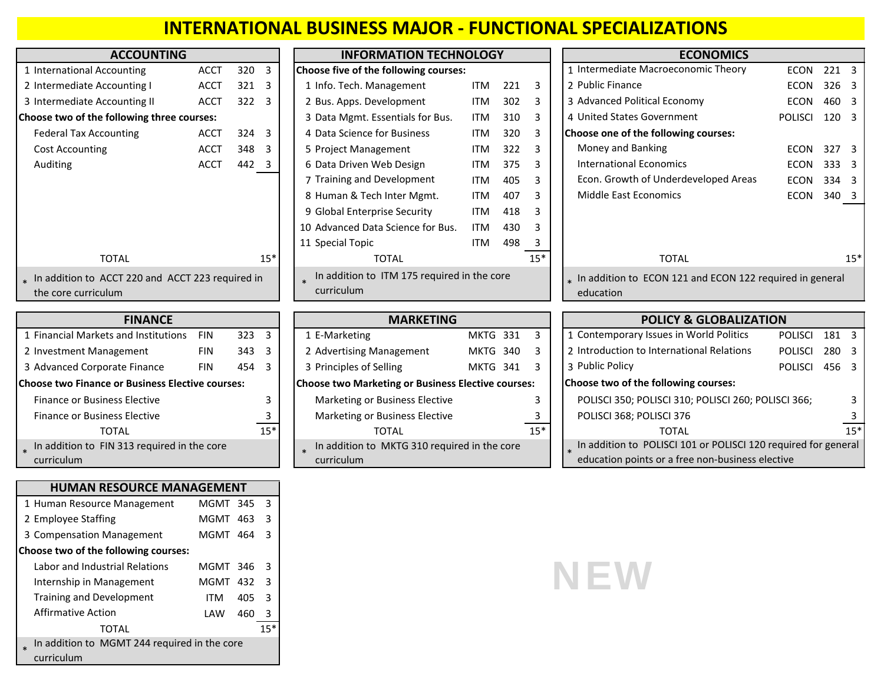# INTERNATIONAL BUSINESS MAJOR - FUNCTIONAL SPECIALIZATIONS

## ACCOUNTING

| | | | |
|---|---|---|---|
| 1 International Accounting | ACCT | 320 | 3 |
| 2 Intermediate Accounting I | ACCT | 321 | 3 |
| 3 Intermediate Accounting II | ACCT | 322 | 3 |
| **Choose two of the following three courses:** | | | |
| Federal Tax Accounting | ACCT | 324 | 3 |
| Cost Accounting | ACCT | 348 | 3 |
| Auditing | ACCT | 442 | 3 |
| TOTAL | | | 15* |

\* In addition to ACCT 220 and ACCT 223 required in the core curriculum

## INFORMATION TECHNOLOGY

| | | | |
|---|---|---|---|
| **Choose five of the following courses:** | | | |
| 1 Info. Tech. Management | ITM | 221 | 3 |
| 2 Bus. Apps. Development | ITM | 302 | 3 |
| 3 Data Mgmt. Essentials for Bus. | ITM | 310 | 3 |
| 4 Data Science for Business | ITM | 320 | 3 |
| 5 Project Management | ITM | 322 | 3 |
| 6 Data Driven Web Design | ITM | 375 | 3 |
| 7 Training and Development | ITM | 405 | 3 |
| 8 Human & Tech Inter Mgmt. | ITM | 407 | 3 |
| 9 Global Enterprise Security | ITM | 418 | 3 |
| 10 Advanced Data Science for Bus. | ITM | 430 | 3 |
| 11 Special Topic | ITM | 498 | 3 |
| TOTAL | | | 15* |

\* In addition to ITM 175 required in the core curriculum

## ECONOMICS

| | | | |
|---|---|---|---|
| 1 Intermediate Macroeconomic Theory | ECON | 221 | 3 |
| 2 Public Finance | ECON | 326 | 3 |
| 3 Advanced Political Economy | ECON | 460 | 3 |
| 4 United States Government | POLISCI | 120 | 3 |
| **Choose one of the following courses:** | | | |
| Money and Banking | ECON | 327 | 3 |
| International Economics | ECON | 333 | 3 |
| Econ. Growth of Underdeveloped Areas | ECON | 334 | 3 |
| Middle East Economics | ECON | 340 | 3 |
| TOTAL | | | 15* |

\* In addition to ECON 121 and ECON 122 required in general education

## FINANCE

| | | | |
|---|---|---|---|
| 1 Financial Markets and Institutions | FIN | 323 | 3 |
| 2 Investment Management | FIN | 343 | 3 |
| 3 Advanced Corporate Finance | FIN | 454 | 3 |
| **Choose two Finance or Business Elective courses:** | | | |
| Finance or Business Elective | | | 3 |
| Finance or Business Elective | | | 3 |
| TOTAL | | | 15* |

\* In addition to FIN 313 required in the core curriculum

## MARKETING

| | | | |
|---|---|---|---|
| 1 E-Marketing | MKTG | 331 | 3 |
| 2 Advertising Management | MKTG | 340 | 3 |
| 3 Principles of Selling | MKTG | 341 | 3 |
| **Choose two Marketing or Business Elective courses:** | | | |
| Marketing or Business Elective | | | 3 |
| Marketing or Business Elective | | | 3 |
| TOTAL | | | 15* |

\* In addition to MKTG 310 required in the core curriculum

## POLICY & GLOBALIZATION

| | | | |
|---|---|---|---|
| 1 Contemporary Issues in World Politics | POLISCI | 181 | 3 |
| 2 Introduction to International Relations | POLISCI | 280 | 3 |
| 3 Public Policy | POLISCI | 456 | 3 |
| **Choose two of the following courses:** | | | |
| POLISCI 350; POLISCI 310; POLISCI 260; POLISCI 366; | | | 3 |
| POLISCI 368; POLISCI 376 | | | 3 |
| TOTAL | | | 15* |

\* In addition to POLISCI 101 or POLISCI 120 required for general education points or a free non-business elective

## HUMAN RESOURCE MANAGEMENT

| | | | |
|---|---|---|---|
| 1 Human Resource Management | MGMT | 345 | 3 |
| 2 Employee Staffing | MGMT | 463 | 3 |
| 3 Compensation Management | MGMT | 464 | 3 |
| **Choose two of the following courses:** | | | |
| Labor and Industrial Relations | MGMT | 346 | 3 |
| Internship in Management | MGMT | 432 | 3 |
| Training and Development | ITM | 405 | 3 |
| Affirmative Action | LAW | 460 | 3 |
| TOTAL | | | 15* |

\* In addition to MGMT 244 required in the core curriculum

NEW